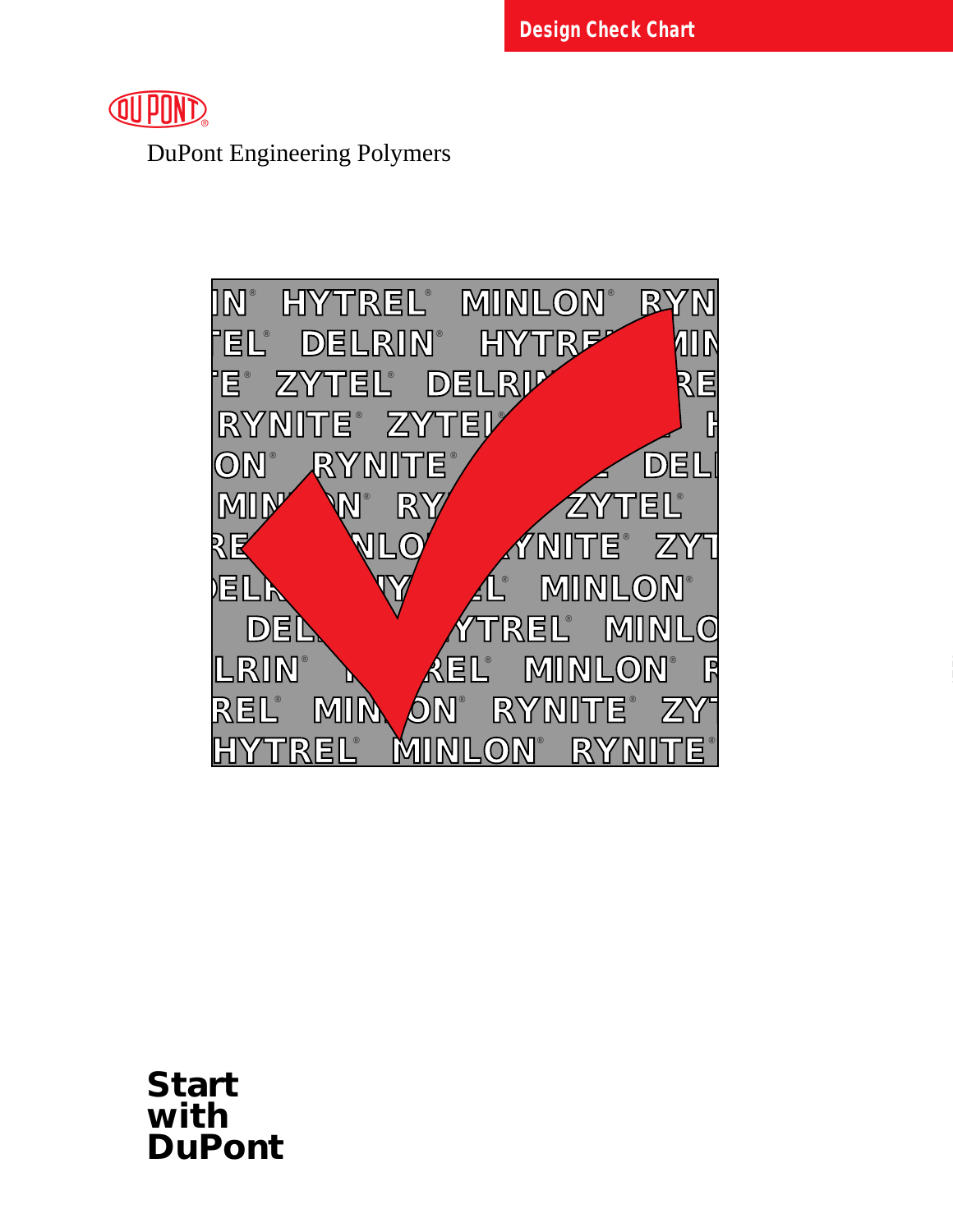Design Check Chart

DuPont Engineering Polymers

**Start with DuPont**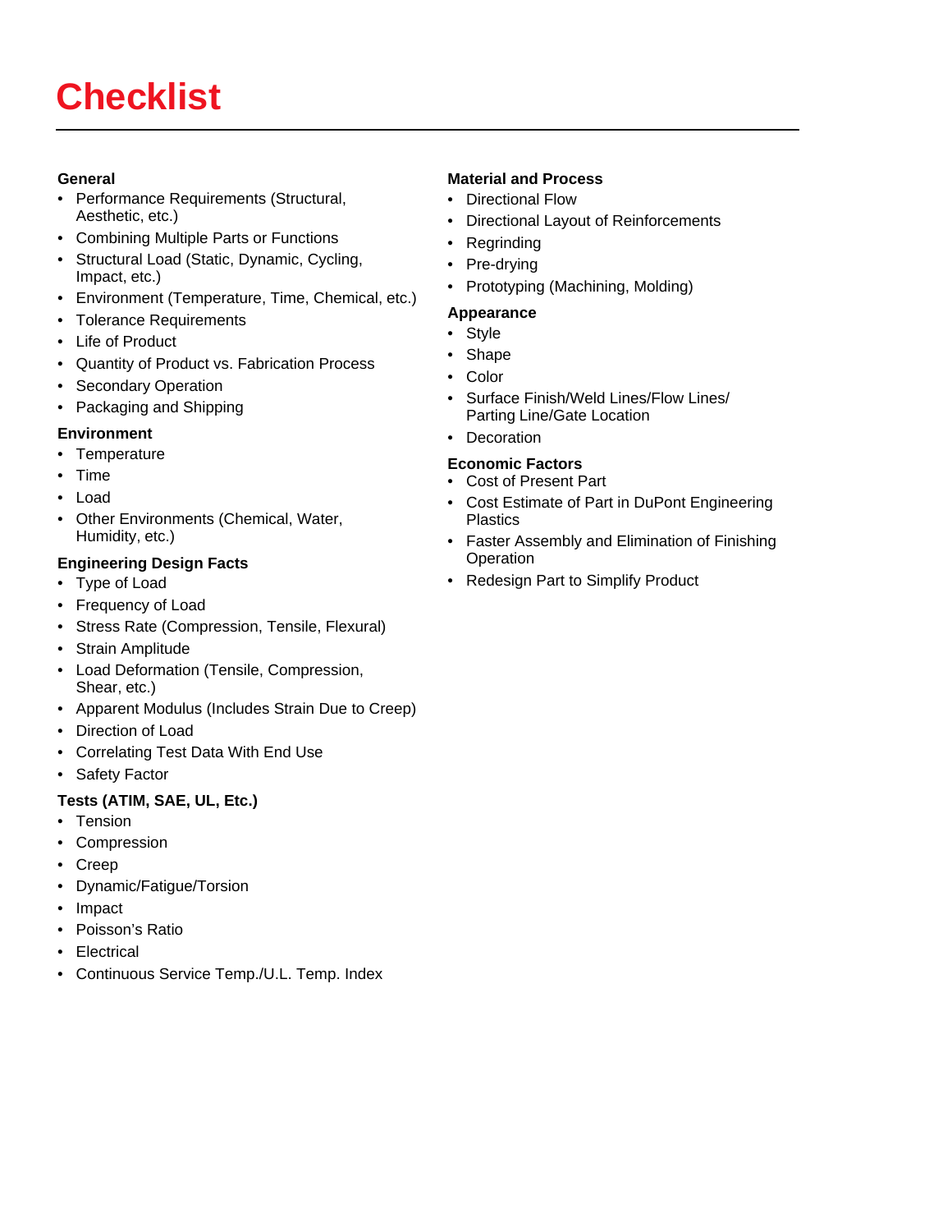# Checklist

### General

- Performance Requirements (Structural, Aesthetic, etc.)
- Combining Multiple Parts or Functions
- Structural Load (Static, Dynamic, Cycling, Impact, etc.)
- Environment (Temperature, Time, Chemical, etc.)
- Tolerance Requirements
- Life of Product
- Quantity of Product vs. Fabrication Process
- Secondary Operation
- Packaging and Shipping

### Environment

- Temperature
- Time
- Load
- Other Environments (Chemical, Water, Humidity, etc.)

### Engineering Design Facts

- Type of Load
- Frequency of Load
- Stress Rate (Compression, Tensile, Flexural)
- Strain Amplitude
- Load Deformation (Tensile, Compression, Shear, etc.)
- Apparent Modulus (Includes Strain Due to Creep)
- Direction of Load
- Correlating Test Data With End Use
- Safety Factor

### Tests (ATIM, SAE, UL, Etc.)

- Tension
- Compression
- Creep
- Dynamic/Fatigue/Torsion
- Impact
- Poisson's Ratio
- Electrical
- Continuous Service Temp./U.L. Temp. Index

### Material and Process

- Directional Flow
- Directional Layout of Reinforcements
- Regrinding
- Pre-drying
- Prototyping (Machining, Molding)

### Appearance

- Style
- Shape
- Color
- Surface Finish/Weld Lines/Flow Lines/ Parting Line/Gate Location
- Decoration

### Economic Factors

- Cost of Present Part
- Cost Estimate of Part in DuPont Engineering Plastics
- Faster Assembly and Elimination of Finishing Operation
- Redesign Part to Simplify Product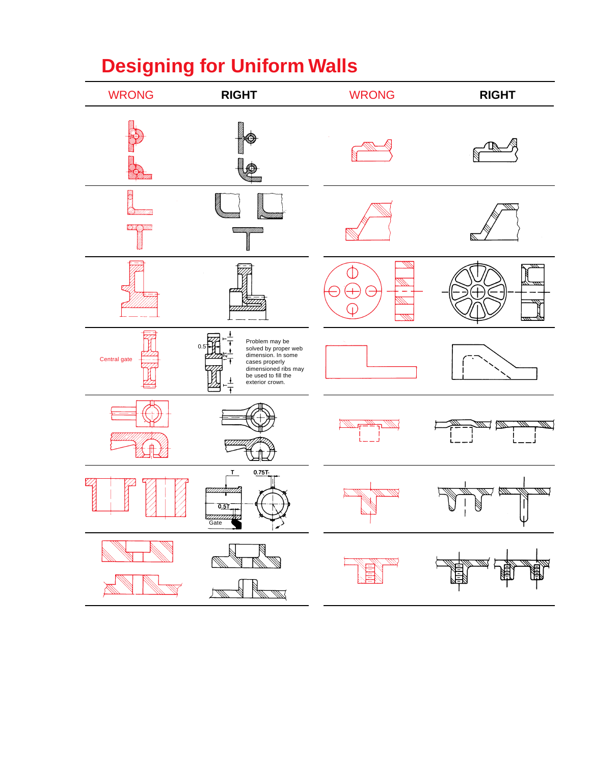# Designing for Uniform Walls

| WRONG | RIGHT | WRONG | RIGHT |
|---|---|---|---|
| | | | |
| | | | |
| | | | |
| Central gate | 0.5T, 1.2T — Problem may be solved by proper web dimension. In some cases properly dimensioned ribs may be used to fill the exterior crown. | | |
| | | | |
| | T, 0.75T, 0.5T, Gate | | |
| | | | |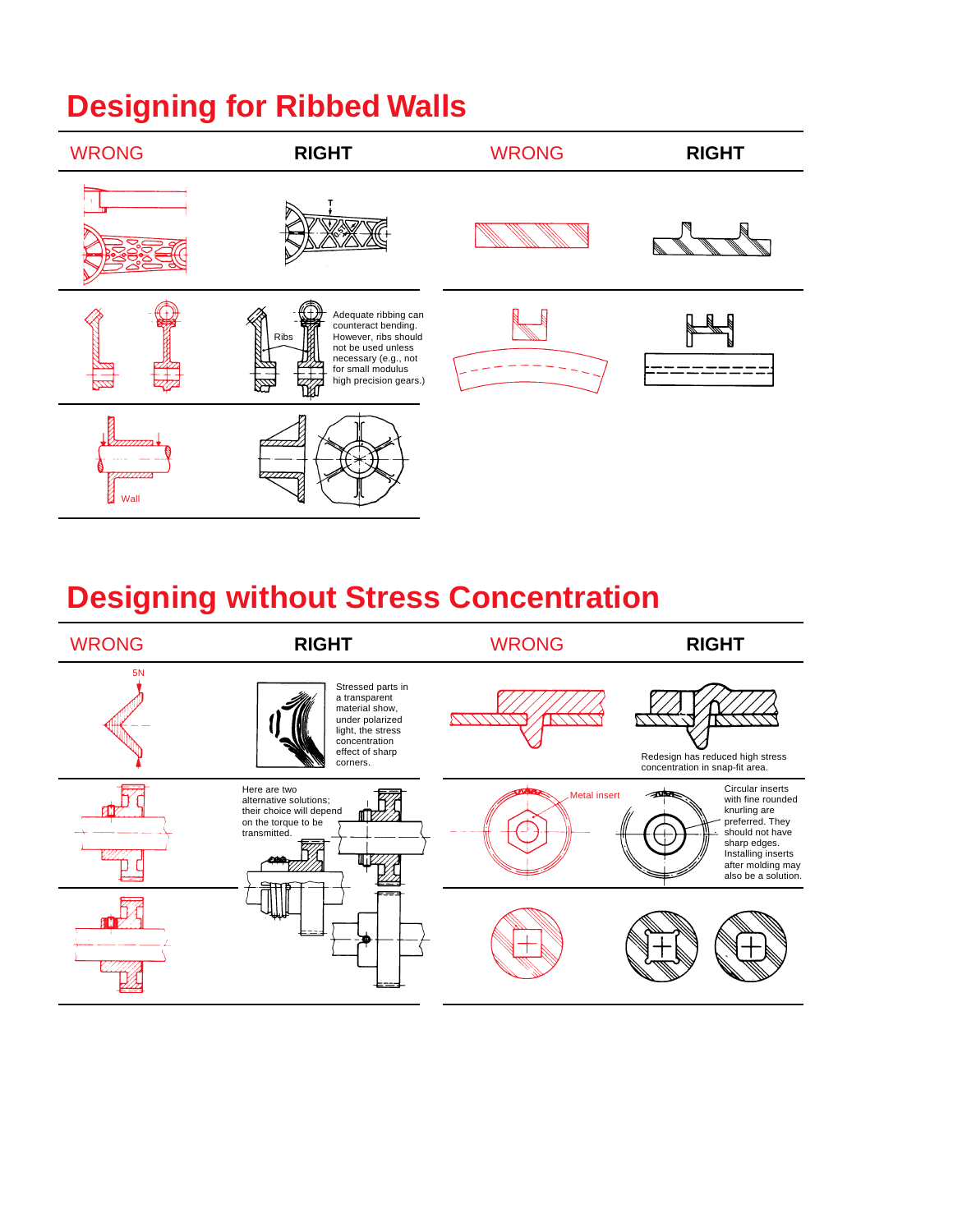# Designing for Ribbed Walls

| WRONG | RIGHT | WRONG | RIGHT |
|---|---|---|---|
| | T, 0.5T | | |
| | Ribs — Adequate ribbing can counteract bending. However, ribs should not be used unless necessary (e.g., not for small modulus high precision gears.) | | |
| Wall | | | |

# Designing without Stress Concentration

| WRONG | RIGHT | WRONG | RIGHT |
|---|---|---|---|
| 5N | Stressed parts in a transparent material show, under polarized light, the stress concentration effect of sharp corners. | | Redesign has reduced high stress concentration in snap-fit area. |
| | Here are two alternative solutions; their choice will depend on the torque to be transmitted. | Metal insert | Circular inserts with fine rounded knurling are preferred. They should not have sharp edges. Installing inserts after molding may also be a solution. |
| | | | |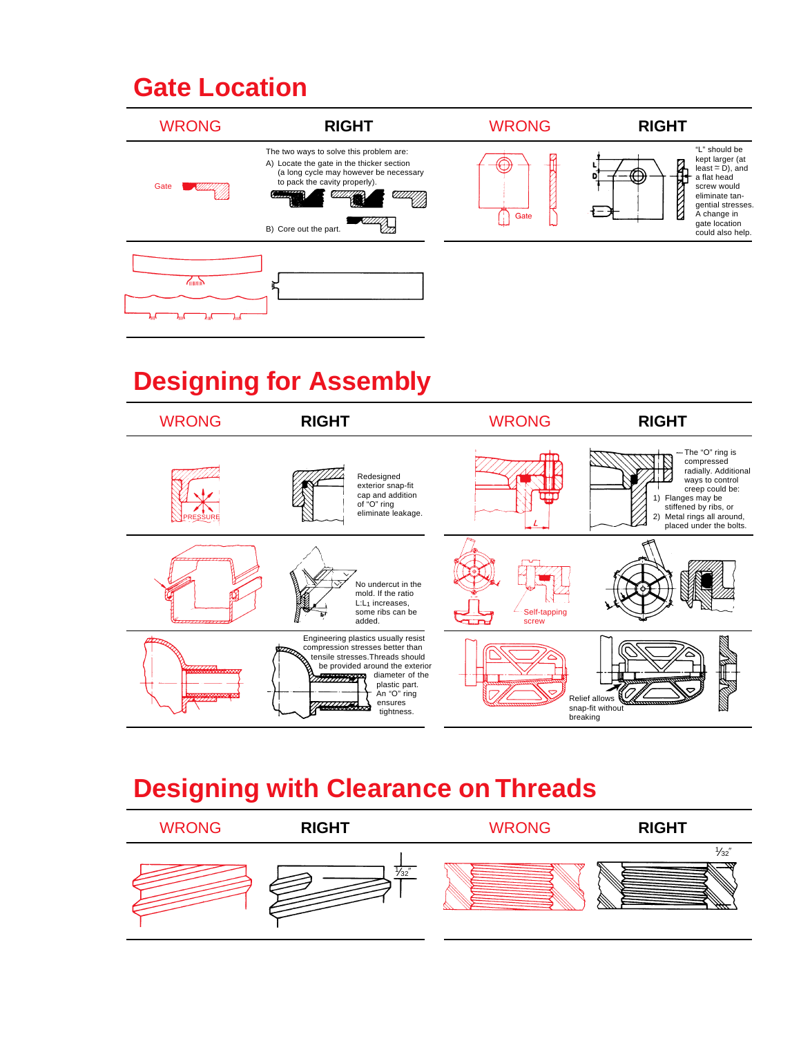## Gate Location

| WRONG | RIGHT | WRONG | RIGHT |
|---|---|---|---|
| Gate | The two ways to solve this problem are:<br>A) Locate the gate in the thicker section (a long cycle may however be necessary to pack the cavity properly).<br>B) Core out the part. | Gate | "L" should be kept larger (at least ≅ D), and a flat head screw would eliminate tangential stresses. A change in gate location could also help. |

## Designing for Assembly

| WRONG | RIGHT | WRONG | RIGHT |
|---|---|---|---|
| PRESSURE | Redesigned exterior snap-fit cap and addition of "O" ring eliminate leakage. | L | The "O" ring is compressed radially. Additional ways to control creep could be:<br>1) Flanges may be stiffened by ribs, or<br>2) Metal rings all around, placed under the bolts. |
| | No undercut in the mold. If the ratio $L:L_1$ increases, some ribs can be added. | Self-tapping screw | |
| | Engineering plastics usually resist compression stresses better than tensile stresses. Threads should be provided around the exterior diameter of the plastic part. An "O" ring ensures tightness. | | Relief allows snap-fit without breaking |

## Designing with Clearance on Threads

| WRONG | RIGHT | WRONG | RIGHT |
|---|---|---|---|
| | 1⁄32″ | | 1⁄32″ |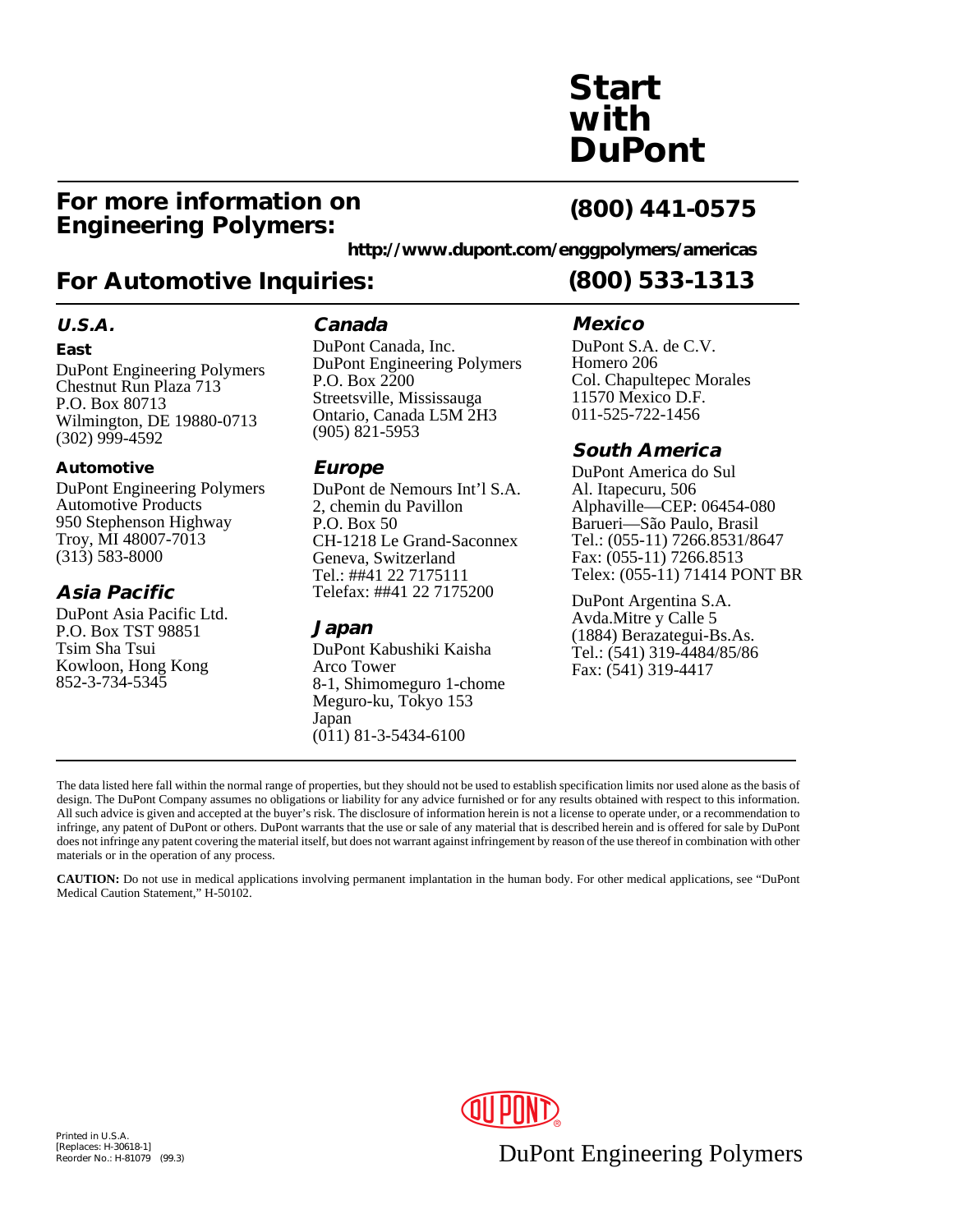# Start with DuPont

## For more information on Engineering Polymers:

**(800) 441-0575**

**http://www.dupont.com/enggpolymers/americas**

## For Automotive Inquiries:

**(800) 533-1313**

### U.S.A.

**East**

DuPont Engineering Polymers
Chestnut Run Plaza 713
P.O. Box 80713
Wilmington, DE 19880-0713
(302) 999-4592

**Automotive**

DuPont Engineering Polymers
Automotive Products
950 Stephenson Highway
Troy, MI 48007-7013
(313) 583-8000

### Asia Pacific

DuPont Asia Pacific Ltd.
P.O. Box TST 98851
Tsim Sha Tsui
Kowloon, Hong Kong
852-3-734-5345

### Canada

DuPont Canada, Inc.
DuPont Engineering Polymers
P.O. Box 2200
Streetsville, Mississauga
Ontario, Canada L5M 2H3
(905) 821-5953

### Europe

DuPont de Nemours Int'l S.A.
2, chemin du Pavillon
P.O. Box 50
CH-1218 Le Grand-Saconnex
Geneva, Switzerland
Tel.: ##41 22 7175111
Telefax: ##41 22 7175200

### Japan

DuPont Kabushiki Kaisha
Arco Tower
8-1, Shimomeguro 1-chome
Meguro-ku, Tokyo 153
Japan
(011) 81-3-5434-6100

### Mexico

DuPont S.A. de C.V.
Homero 206
Col. Chapultepec Morales
11570 Mexico D.F.
011-525-722-1456

### South America

DuPont America do Sul
Al. Itapecuru, 506
Alphaville—CEP: 06454-080
Barueri—São Paulo, Brasil
Tel.: (055-11) 7266.8531/8647
Fax: (055-11) 7266.8513
Telex: (055-11) 71414 PONT BR

DuPont Argentina S.A.
Avda.Mitre y Calle 5
(1884) Berazategui-Bs.As.
Tel.: (541) 319-4484/85/86
Fax: (541) 319-4417

---

The data listed here fall within the normal range of properties, but they should not be used to establish specification limits nor used alone as the basis of design. The DuPont Company assumes no obligations or liability for any advice furnished or for any results obtained with respect to this information. All such advice is given and accepted at the buyer's risk. The disclosure of information herein is not a license to operate under, or a recommendation to infringe, any patent of DuPont or others. DuPont warrants that the use or sale of any material that is described herein and is offered for sale by DuPont does not infringe any patent covering the material itself, but does not warrant against infringement by reason of the use thereof in combination with other materials or in the operation of any process.

**CAUTION:** Do not use in medical applications involving permanent implantation in the human body. For other medical applications, see "DuPont Medical Caution Statement," H-50102.

Printed in U.S.A.
[Replaces: H-30618-1]
Reorder No.: H-81079 (99.3)

DuPont Engineering Polymers